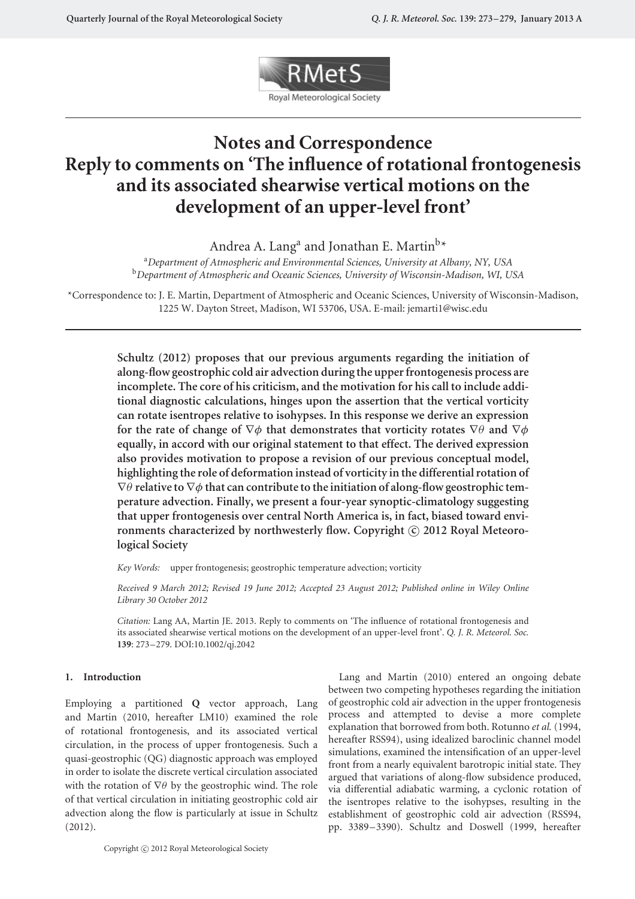# Notes and Correspondence
# Reply to comments on 'The influence of rotational frontogenesis and its associated shearwise vertical motions on the development of an upper-level front'

Andrea A. Lang[a] and Jonathan E. Martin[b]*

[a]*Department of Atmospheric and Environmental Sciences, University at Albany, NY, USA*
[b]*Department of Atmospheric and Oceanic Sciences, University of Wisconsin-Madison, WI, USA*

*Correspondence to: J. E. Martin, Department of Atmospheric and Oceanic Sciences, University of Wisconsin-Madison, 1225 W. Dayton Street, Madison, WI 53706, USA. E-mail: jemarti1@wisc.edu

**Schultz (2012) proposes that our previous arguments regarding the initiation of along-flow geostrophic cold air advection during the upper frontogenesis process are incomplete. The core of his criticism, and the motivation for his call to include additional diagnostic calculations, hinges upon the assertion that the vertical vorticity can rotate isentropes relative to isohypses. In this response we derive an expression for the rate of change of $\nabla\phi$ that demonstrates that vorticity rotates $\nabla\theta$ and $\nabla\phi$ equally, in accord with our original statement to that effect. The derived expression also provides motivation to propose a revision of our previous conceptual model, highlighting the role of deformation instead of vorticity in the differential rotation of $\nabla\theta$ relative to $\nabla\phi$ that can contribute to the initiation of along-flow geostrophic temperature advection. Finally, we present a four-year synoptic-climatology suggesting that upper frontogenesis over central North America is, in fact, biased toward environments characterized by northwesterly flow. Copyright © 2012 Royal Meteorological Society**

*Key Words:* upper frontogenesis; geostrophic temperature advection; vorticity

*Received 9 March 2012; Revised 19 June 2012; Accepted 23 August 2012; Published online in Wiley Online Library 30 October 2012*

*Citation:* Lang AA, Martin JE. 2013. Reply to comments on 'The influence of rotational frontogenesis and its associated shearwise vertical motions on the development of an upper-level front'. *Q. J. R. Meteorol. Soc.* **139**: 273–279. DOI:10.1002/qj.2042

## 1. Introduction

Employing a partitioned **Q** vector approach, Lang and Martin (2010, hereafter LM10) examined the role of rotational frontogenesis, and its associated vertical circulation, in the process of upper frontogenesis. Such a quasi-geostrophic (QG) diagnostic approach was employed in order to isolate the discrete vertical circulation associated with the rotation of $\nabla\theta$ by the geostrophic wind. The role of that vertical circulation in initiating geostrophic cold air advection along the flow is particularly at issue in Schultz (2012).

Lang and Martin (2010) entered an ongoing debate between two competing hypotheses regarding the initiation of geostrophic cold air advection in the upper frontogenesis process and attempted to devise a more complete explanation that borrowed from both. Rotunno *et al.* (1994, hereafter RSS94), using idealized baroclinic channel model simulations, examined the intensification of an upper-level front from a nearly equivalent barotropic initial state. They argued that variations of along-flow subsidence produced, via differential adiabatic warming, a cyclonic rotation of the isentropes relative to the isohypses, resulting in the establishment of geostrophic cold air advection (RSS94, pp. 3389–3390). Schultz and Doswell (1999, hereafter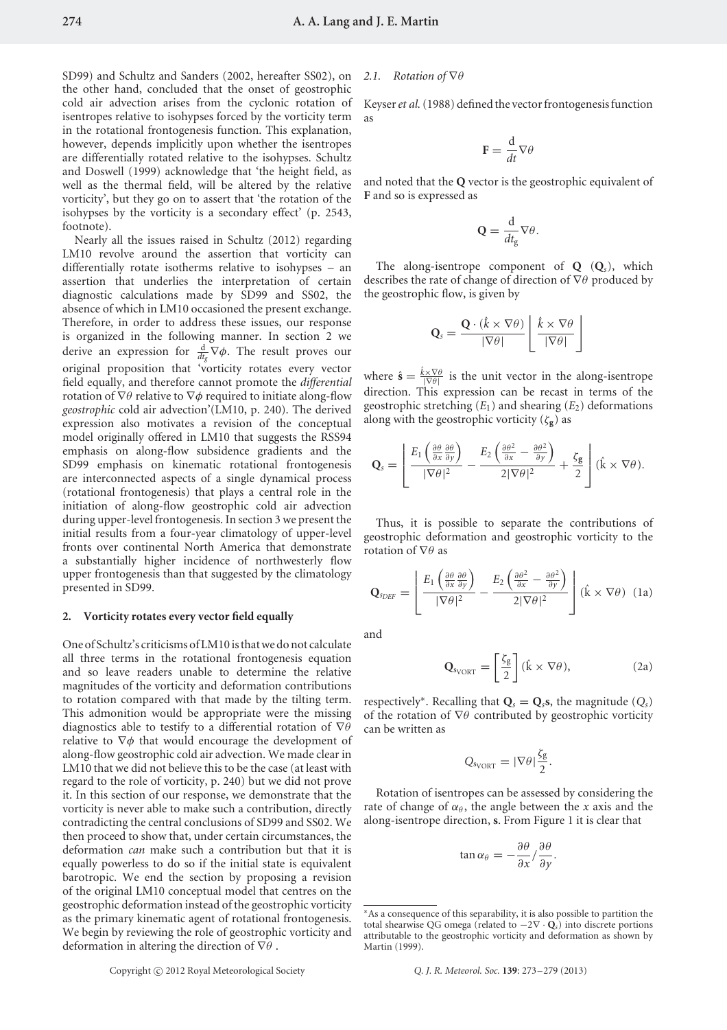SD99) and Schultz and Sanders (2002, hereafter SS02), on the other hand, concluded that the onset of geostrophic cold air advection arises from the cyclonic rotation of isentropes relative to isohypses forced by the vorticity term in the rotational frontogenesis function. This explanation, however, depends implicitly upon whether the isentropes are differentially rotated relative to the isohypses. Schultz and Doswell (1999) acknowledge that 'the height field, as well as the thermal field, will be altered by the relative vorticity', but they go on to assert that 'the rotation of the isohypses by the vorticity is a secondary effect' (p. 2543, footnote).

Nearly all the issues raised in Schultz (2012) regarding LM10 revolve around the assertion that vorticity can differentially rotate isotherms relative to isohypses – an assertion that underlies the interpretation of certain diagnostic calculations made by SD99 and SS02, the absence of which in LM10 occasioned the present exchange. Therefore, in order to address these issues, our response is organized in the following manner. In section 2 we derive an expression for $\frac{d}{dt_g}\nabla\phi$. The result proves our original proposition that 'vorticity rotates every vector field equally, and therefore cannot promote the *differential* rotation of $\nabla\theta$ relative to $\nabla\phi$ required to initiate along-flow *geostrophic* cold air advection'(LM10, p. 240). The derived expression also motivates a revision of the conceptual model originally offered in LM10 that suggests the RSS94 emphasis on along-flow subsidence gradients and the SD99 emphasis on kinematic rotational frontogenesis are interconnected aspects of a single dynamical process (rotational frontogenesis) that plays a central role in the initiation of along-flow geostrophic cold air advection during upper-level frontogenesis. In section 3 we present the initial results from a four-year climatology of upper-level fronts over continental North America that demonstrate a substantially higher incidence of northwesterly flow upper frontogenesis than that suggested by the climatology presented in SD99.

## 2. Vorticity rotates every vector field equally

One of Schultz's criticisms of LM10 is that we do not calculate all three terms in the rotational frontogenesis equation and so leave readers unable to determine the relative magnitudes of the vorticity and deformation contributions to rotation compared with that made by the tilting term. This admonition would be appropriate were the missing diagnostics able to testify to a differential rotation of $\nabla\theta$ relative to $\nabla\phi$ that would encourage the development of along-flow geostrophic cold air advection. We made clear in LM10 that we did not believe this to be the case (at least with regard to the role of vorticity, p. 240) but we did not prove it. In this section of our response, we demonstrate that the vorticity is never able to make such a contribution, directly contradicting the central conclusions of SD99 and SS02. We then proceed to show that, under certain circumstances, the deformation *can* make such a contribution but that it is equally powerless to do so if the initial state is equivalent barotropic. We end the section by proposing a revision of the original LM10 conceptual model that centres on the geostrophic deformation instead of the geostrophic vorticity as the primary kinematic agent of rotational frontogenesis. We begin by reviewing the role of geostrophic vorticity and deformation in altering the direction of $\nabla\theta$ .

### 2.1. Rotation of $\nabla\theta$

Keyser *et al.* (1988) defined the vector frontogenesis function as

$$\mathbf{F} = \frac{d}{dt}\nabla\theta$$

and noted that the **Q** vector is the geostrophic equivalent of **F** and so is expressed as

$$\mathbf{Q} = \frac{d}{dt_g}\nabla\theta.$$

The along-isentrope component of **Q** ($\mathbf{Q}_s$), which describes the rate of change of direction of $\nabla\theta$ produced by the geostrophic flow, is given by

$$\mathbf{Q}_s = \frac{\mathbf{Q}\cdot(\hat{k}\times\nabla\theta)}{|\nabla\theta|}\left[\frac{\hat{k}\times\nabla\theta}{|\nabla\theta|}\right]$$

where $\hat{\mathbf{s}} = \frac{\hat{k}\times\nabla\theta}{|\nabla\theta|}$ is the unit vector in the along-isentrope direction. This expression can be recast in terms of the geostrophic stretching ($E_1$) and shearing ($E_2$) deformations along with the geostrophic vorticity ($\zeta_\mathbf{g}$) as

$$\mathbf{Q}_s = \left[\frac{E_1\left(\frac{\partial\theta}{\partial x}\frac{\partial\theta}{\partial y}\right)}{|\nabla\theta|^2} - \frac{E_2\left(\frac{\partial\theta^2}{\partial x} - \frac{\partial\theta^2}{\partial y}\right)}{2|\nabla\theta|^2} + \frac{\zeta_\mathbf{g}}{2}\right](\hat{\mathrm{k}}\times\nabla\theta).$$

Thus, it is possible to separate the contributions of geostrophic deformation and geostrophic vorticity to the rotation of $\nabla\theta$ as

$$\mathbf{Q}_{s_{DEF}} = \left[\frac{E_1\left(\frac{\partial\theta}{\partial x}\frac{\partial\theta}{\partial y}\right)}{|\nabla\theta|^2} - \frac{E_2\left(\frac{\partial\theta^2}{\partial x} - \frac{\partial\theta^2}{\partial y}\right)}{2|\nabla\theta|^2}\right](\hat{\mathrm{k}}\times\nabla\theta) \quad (1a)$$

and

$$\mathbf{Q}_{s_{\mathrm{VORT}}} = \left[\frac{\zeta_\mathrm{g}}{2}\right](\hat{\mathrm{k}}\times\nabla\theta), \quad (2a)$$

respectively*. Recalling that $\mathbf{Q}_s = Q_s\mathbf{s}$, the magnitude ($Q_s$) of the rotation of $\nabla\theta$ contributed by geostrophic vorticity can be written as

$$Q_{s_{\mathrm{VORT}}} = |\nabla\theta|\frac{\zeta_\mathrm{g}}{2}.$$

Rotation of isentropes can be assessed by considering the rate of change of $\alpha_\theta$, the angle between the $x$ axis and the along-isentrope direction, **s**. From Figure 1 it is clear that

$$\tan\alpha_\theta = -\frac{\partial\theta}{\partial x}/\frac{\partial\theta}{\partial y}.$$

*As a consequence of this separability, it is also possible to partition the total shearwise QG omega (related to $-2\nabla\cdot\mathbf{Q}_s$) into discrete portions attributable to the geostrophic vorticity and deformation as shown by Martin (1999).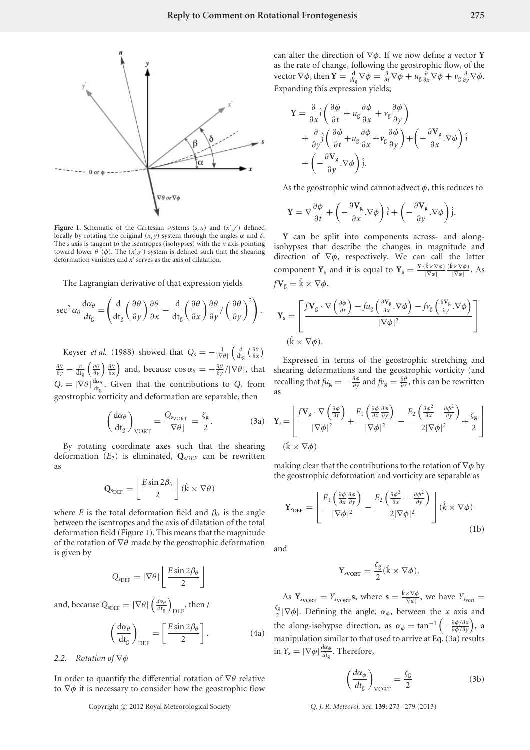**Figure 1.** Schematic of the Cartesian systems $(s, n)$ and $(x', y')$ defined locally by rotating the original $(x, y)$ system through the angles $\alpha$ and $\delta$. The $s$ axis is tangent to the isentropes (isohypses) with the $n$ axis pointing toward lower $\theta$ ($\phi$). The $(x', y')$ system is defined such that the shearing deformation vanishes and $x'$ serves as the axis of dilatation.

The Lagrangian derivative of that expression yields

$$\sec^2 \alpha_\theta \frac{d\alpha_\theta}{dt_g} = \left( \frac{d}{dt_g}\left(\frac{\partial \theta}{\partial y}\right)\frac{\partial \theta}{\partial x} - \frac{d}{dt_g}\left(\frac{\partial \theta}{\partial x}\right)\frac{\partial \theta}{\partial y} \Big/ \left(\frac{\partial \theta}{\partial y}\right)^2 \right).$$

Keyser *et al.* (1988) showed that $Q_s = -\frac{1}{|\nabla\theta|}\left(\frac{d}{dt_g}\left(\frac{\partial\theta}{\partial x}\right)\frac{\partial\theta}{\partial y} - \frac{d}{dt_g}\left(\frac{\partial\theta}{\partial y}\right)\frac{\partial\theta}{\partial x}\right)$ and, because $\cos\alpha_\theta = -\frac{\partial\theta}{\partial y}/|\nabla\theta|$, that $Q_s = |\nabla\theta|\frac{d\alpha_\theta}{dt_g}$. Given that the contributions to $Q_s$ from geostrophic vorticity and deformation are separable, then

$$\left(\frac{d\alpha_\theta}{dt_g}\right)_{\mathrm{VORT}} = \frac{Q_{s_{\mathrm{VORT}}}}{|\nabla\theta|} = \frac{\zeta_g}{2}. \tag{3a}$$

By rotating coordinate axes such that the shearing deformation ($E_2$) is eliminated, $\mathbf{Q}_{sDEF}$ can be rewritten as

$$\mathbf{Q}_{s_{\mathrm{DEF}}} = \left\lfloor \frac{E \sin 2\beta_\theta}{2} \right\rfloor (\hat{k} \times \nabla\theta)$$

where $E$ is the total deformation field and $\beta_\theta$ is the angle between the isentropes and the axis of dilatation of the total deformation field (Figure 1). This means that the magnitude of the rotation of $\nabla\theta$ made by the geostrophic deformation is given by

$$Q_{s_{\mathrm{DEF}}} = |\nabla\theta| \left\lfloor \frac{E \sin 2\beta_\theta}{2} \right\rfloor$$

and, because $Q_{s_{\mathrm{DEF}}} = |\nabla\theta|\left(\frac{d\alpha_\theta}{dt_g}\right)_{\mathrm{DEF}}$, then /

$$\left(\frac{d\alpha_\theta}{dt_g}\right)_{\mathrm{DEF}} = \left[\frac{E \sin 2\beta_\theta}{2}\right]. \tag{4a}$$

### 2.2. Rotation of $\nabla\phi$

In order to quantify the differential rotation of $\nabla\theta$ relative to $\nabla\phi$ it is necessary to consider how the geostrophic flow can alter the direction of $\nabla\phi$. If we now define a vector $\mathbf{Y}$ as the rate of change, following the geostrophic flow, of the vector $\nabla\phi$, then $\mathbf{Y} = \frac{d}{dt_g}\nabla\phi = \frac{\partial}{\partial t}\nabla\phi + u_g\frac{\partial}{\partial x}\nabla\phi + v_g\frac{\partial}{\partial y}\nabla\phi$. Expanding this expression yields;

$$\mathbf{Y} = \frac{\partial}{\partial x}\hat{i}\left(\frac{\partial\phi}{\partial t} + u_g\frac{\partial\phi}{\partial x} + v_g\frac{\partial\phi}{\partial y}\right) + \frac{\partial}{\partial y}\hat{j}\left(\frac{\partial\phi}{\partial t} + u_g\frac{\partial\phi}{\partial x} + v_g\frac{\partial\phi}{\partial y}\right) + \left(-\frac{\partial \mathbf{V}_g}{\partial x}.\nabla\phi\right)\hat{i} + \left(-\frac{\partial \mathbf{V}_g}{\partial y}.\nabla\phi\right)\hat{j}.$$

As the geostrophic wind cannot advect $\phi$, this reduces to

$$\mathbf{Y} = \nabla\frac{\partial\phi}{\partial t} + \left(-\frac{\partial \mathbf{V}_g}{\partial x}.\nabla\phi\right)\hat{i} + \left(-\frac{\partial \mathbf{V}_g}{\partial y}.\nabla\phi\right)\hat{j}.$$

$\mathbf{Y}$ can be split into components across- and along-isohypses that describe the changes in magnitude and direction of $\nabla\phi$, respectively. We can call the latter component $\mathbf{Y}_s$ and it is equal to $\mathbf{Y}_s = \frac{\mathbf{Y}\cdot(\hat{k}\times\nabla\phi)}{|\nabla\phi|}\frac{(\hat{k}\times\nabla\phi)}{|\nabla\phi|}$. As $f\mathbf{V}_g = \hat{k}\times\nabla\phi$,

$$\mathbf{Y}_s = \left[\frac{f\mathbf{V}_g\cdot\nabla\left(\frac{\partial\phi}{\partial t}\right) - fu_g\left(\frac{\partial \mathbf{V}_g}{\partial x}.\nabla\phi\right) - fv_g\left(\frac{\partial \mathbf{V}_g}{\partial y}.\nabla\phi\right)}{|\nabla\phi|^2}\right](\hat{k}\times\nabla\phi).$$

Expressed in terms of the geostrophic stretching and shearing deformations and the geostrophic vorticity (and recalling that $fu_g = -\frac{\partial\phi}{\partial y}$ and $fv_g = \frac{\partial\theta}{\partial x}$, this can be rewritten as

$$\mathbf{Y}_s = \left\lfloor \frac{f\mathbf{V}_g\cdot\nabla\left(\frac{\partial\phi}{\partial t}\right)}{|\nabla\phi|^2} + \frac{E_1\left(\frac{\partial\phi}{\partial x}\frac{\partial\phi}{\partial y}\right)}{|\nabla\phi|^2} - \frac{E_2\left(\frac{\partial\phi^2}{\partial x} - \frac{\partial\phi^2}{\partial y}\right)}{2|\nabla\phi|^2} + \frac{\zeta_g}{2}\right\rfloor(\hat{k}\times\nabla\phi)$$

making clear that the contributions to the rotation of $\nabla\phi$ by the geostrophic deformation and vorticity are separable as

$$\mathbf{Y}_{s_{\mathrm{DEF}}} = \left\lfloor \frac{E_1\left(\frac{\partial\phi}{\partial x}\frac{\partial\phi}{\partial y}\right)}{|\nabla\phi|^2} - \frac{E_2\left(\frac{\partial\phi^2}{\partial x} - \frac{\partial\phi^2}{\partial y}\right)}{2|\nabla\phi|^2}\right\rfloor(\hat{k}\times\nabla\phi) \tag{1b}$$

and

$$\mathbf{Y}_{s_{\mathrm{VORT}}} = \frac{\zeta_g}{2}(\hat{k}\times\nabla\phi).$$

As $\mathbf{Y}_{s_{\mathrm{VORT}}} = Y_{s_{\mathrm{VORT}}}\mathbf{s}$, where $\mathbf{s} = \frac{\hat{k}\times\nabla\phi}{|\nabla\phi|}$, we have $Y_{s_{\mathrm{vort}}} = \frac{\zeta_g}{2}|\nabla\phi|$. Defining the angle, $\alpha_\phi$, between the $x$ axis and the along-isohypse direction, as $\alpha_\phi = \tan^{-1}\left(-\frac{\partial\phi/\partial x}{\partial\phi/\partial y}\right)$, a manipulation similar to that used to arrive at Eq. (3a) results in $Y_s = |\nabla\phi|\frac{d\alpha_\phi}{dt_g}$. Therefore,

$$\left(\frac{d\alpha_\phi}{dt_g}\right)_{\mathrm{VORT}} = \frac{\zeta_g}{2} \tag{3b}$$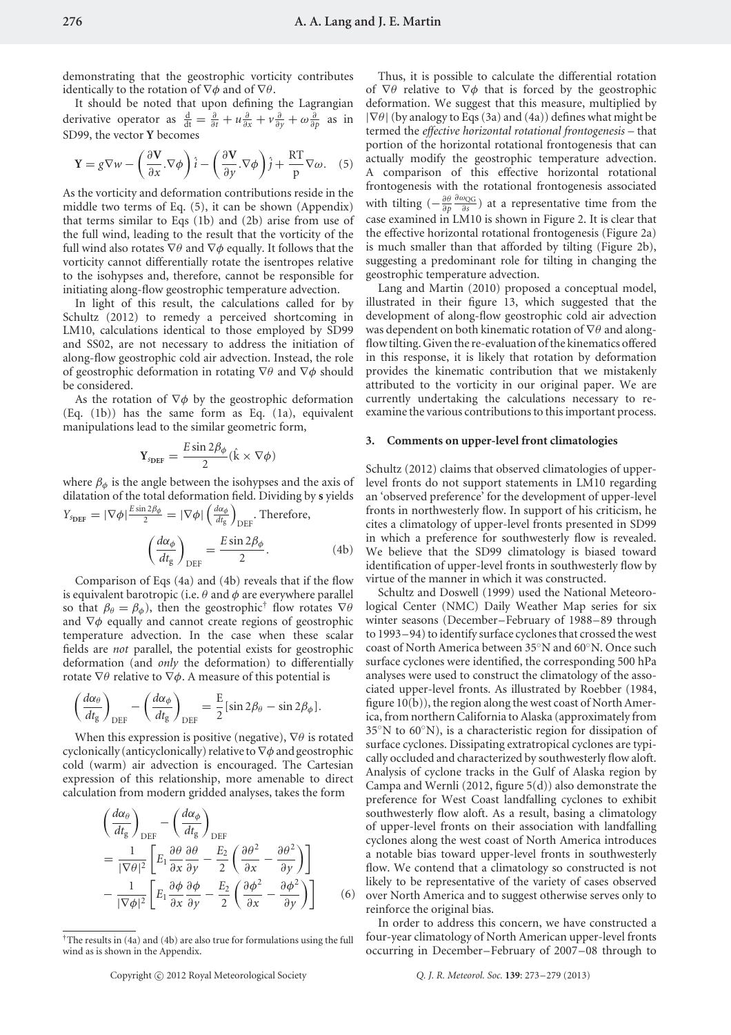demonstrating that the geostrophic vorticity contributes identically to the rotation of $\nabla\phi$ and of $\nabla\theta$.

It should be noted that upon defining the Lagrangian derivative operator as $\frac{d}{dt} = \frac{\partial}{\partial t} + u\frac{\partial}{\partial x} + v\frac{\partial}{\partial y} + \omega\frac{\partial}{\partial p}$ as in SD99, the vector **Y** becomes

$$\mathbf{Y} = g\nabla w - \left(\frac{\partial \mathbf{V}}{\partial x}.\nabla\phi\right)\hat{i} - \left(\frac{\partial \mathbf{V}}{\partial y}.\nabla\phi\right)\hat{j} + \frac{\mathrm{RT}}{\mathrm{p}}\nabla\omega. \quad (5)$$

As the vorticity and deformation contributions reside in the middle two terms of Eq. (5), it can be shown (Appendix) that terms similar to Eqs (1b) and (2b) arise from use of the full wind, leading to the result that the vorticity of the full wind also rotates $\nabla\theta$ and $\nabla\phi$ equally. It follows that the vorticity cannot differentially rotate the isentropes relative to the isohypses and, therefore, cannot be responsible for initiating along-flow geostrophic temperature advection.

In light of this result, the calculations called for by Schultz (2012) to remedy a perceived shortcoming in LM10, calculations identical to those employed by SD99 and SS02, are not necessary to address the initiation of along-flow geostrophic cold air advection. Instead, the role of geostrophic deformation in rotating $\nabla\theta$ and $\nabla\phi$ should be considered.

As the rotation of $\nabla\phi$ by the geostrophic deformation (Eq. (1b)) has the same form as Eq. (1a), equivalent manipulations lead to the similar geometric form,

$$\mathbf{Y}_{s_{\mathrm{DEF}}} = \frac{E\sin 2\beta_\phi}{2}(\hat{\mathrm{k}} \times \nabla\phi)$$

where $\beta_\phi$ is the angle between the isohypses and the axis of dilatation of the total deformation field. Dividing by **s** yields $Y_{s_{\mathrm{DEF}}} = |\nabla\phi|\frac{E\sin 2\beta_\phi}{2} = |\nabla\phi|\left(\frac{d\alpha_\phi}{dt_g}\right)_{\mathrm{DEF}}$. Therefore,

$$\left(\frac{d\alpha_\phi}{dt_g}\right)_{\mathrm{DEF}} = \frac{E\sin 2\beta_\phi}{2}. \quad (4b)$$

Comparison of Eqs (4a) and (4b) reveals that if the flow is equivalent barotropic (i.e. $\theta$ and $\phi$ are everywhere parallel so that $\beta_\theta = \beta_\phi$), then the geostrophic† flow rotates $\nabla\theta$ and $\nabla\phi$ equally and cannot create regions of geostrophic temperature advection. In the case when these scalar fields are *not* parallel, the potential exists for geostrophic deformation (and *only* the deformation) to differentially rotate $\nabla\theta$ relative to $\nabla\phi$. A measure of this potential is

$$\left(\frac{d\alpha_\theta}{dt_g}\right)_{\mathrm{DEF}} - \left(\frac{d\alpha_\phi}{dt_g}\right)_{\mathrm{DEF}} = \frac{\mathrm{E}}{2}[\sin 2\beta_\theta - \sin 2\beta_\phi].$$

When this expression is positive (negative), $\nabla\theta$ is rotated cyclonically (anticyclonically) relative to $\nabla\phi$ and geostrophic cold (warm) air advection is encouraged. The Cartesian expression of this relationship, more amenable to direct calculation from modern gridded analyses, takes the form

$$\begin{aligned}
&\left(\frac{d\alpha_\theta}{dt_g}\right)_{\mathrm{DEF}} - \left(\frac{d\alpha_\phi}{dt_g}\right)_{\mathrm{DEF}} \\
&= \frac{1}{|\nabla\theta|^2}\left[E_1\frac{\partial\theta}{\partial x}\frac{\partial\theta}{\partial y} - \frac{E_2}{2}\left(\frac{\partial\theta}{\partial x}^2 - \frac{\partial\theta}{\partial y}^2\right)\right] \\
&- \frac{1}{|\nabla\phi|^2}\left[E_1\frac{\partial\phi}{\partial x}\frac{\partial\phi}{\partial y} - \frac{E_2}{2}\left(\frac{\partial\phi}{\partial x}^2 - \frac{\partial\phi}{\partial y}^2\right)\right] \quad (6)
\end{aligned}$$

†The results in (4a) and (4b) are also true for formulations using the full wind as is shown in the Appendix.

Thus, it is possible to calculate the differential rotation of $\nabla\theta$ relative to $\nabla\phi$ that is forced by the geostrophic deformation. We suggest that this measure, multiplied by $|\nabla\theta|$ (by analogy to Eqs (3a) and (4a)) defines what might be termed the *effective horizontal rotational frontogenesis* – that portion of the horizontal rotational frontogenesis that can actually modify the geostrophic temperature advection. A comparison of this effective horizontal rotational frontogenesis with the rotational frontogenesis associated with tilting $(-\frac{\partial\theta}{\partial p}\frac{\partial\omega_{\mathrm{QG}}}{\partial s})$ at a representative time from the case examined in LM10 is shown in Figure 2. It is clear that the effective horizontal rotational frontogenesis (Figure 2a) is much smaller than that afforded by tilting (Figure 2b), suggesting a predominant role for tilting in changing the geostrophic temperature advection.

Lang and Martin (2010) proposed a conceptual model, illustrated in their figure 13, which suggested that the development of along-flow geostrophic cold air advection was dependent on both kinematic rotation of $\nabla\theta$ and along-flow tilting. Given the re-evaluation of the kinematics offered in this response, it is likely that rotation by deformation provides the kinematic contribution that we mistakenly attributed to the vorticity in our original paper. We are currently undertaking the calculations necessary to re-examine the various contributions to this important process.

## 3. Comments on upper-level front climatologies

Schultz (2012) claims that observed climatologies of upper-level fronts do not support statements in LM10 regarding an 'observed preference' for the development of upper-level fronts in northwesterly flow. In support of his criticism, he cites a climatology of upper-level fronts presented in SD99 in which a preference for southwesterly flow is revealed. We believe that the SD99 climatology is biased toward identification of upper-level fronts in southwesterly flow by virtue of the manner in which it was constructed.

Schultz and Doswell (1999) used the National Meteorological Center (NMC) Daily Weather Map series for six winter seasons (December–February of 1988–89 through to 1993–94) to identify surface cyclones that crossed the west coast of North America between 35°N and 60°N. Once such surface cyclones were identified, the corresponding 500 hPa analyses were used to construct the climatology of the associated upper-level fronts. As illustrated by Roebber (1984, figure 10(b)), the region along the west coast of North America, from northern California to Alaska (approximately from 35°N to 60°N), is a characteristic region for dissipation of surface cyclones. Dissipating extratropical cyclones are typically occluded and characterized by southwesterly flow aloft. Analysis of cyclone tracks in the Gulf of Alaska region by Campa and Wernli (2012, figure 5(d)) also demonstrate the preference for West Coast landfalling cyclones to exhibit southwesterly flow aloft. As a result, basing a climatology of upper-level fronts on their association with landfalling cyclones along the west coast of North America introduces a notable bias toward upper-level fronts in southwesterly flow. We contend that a climatology so constructed is not likely to be representative of the variety of cases observed over North America and to suggest otherwise serves only to reinforce the original bias.

In order to address this concern, we have constructed a four-year climatology of North American upper-level fronts occurring in December–February of 2007–08 through to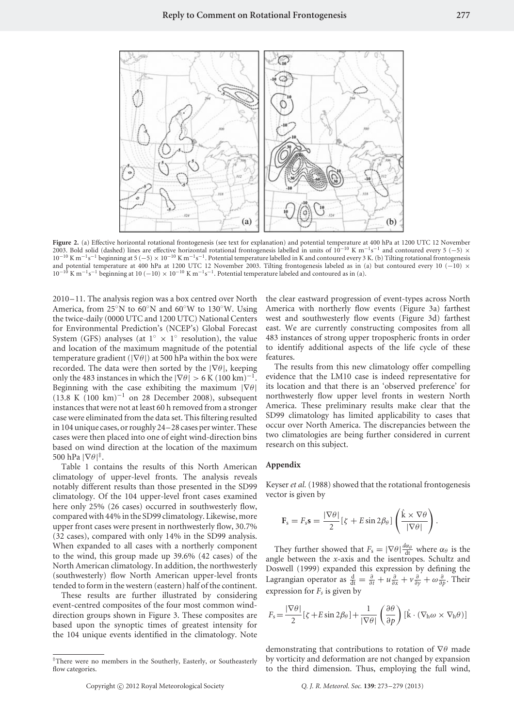**Figure 2.** (a) Effective horizontal rotational frontogenesis (see text for explanation) and potential temperature at 400 hPa at 1200 UTC 12 November 2003. Bold solid (dashed) lines are effective horizontal rotational frontogenesis labelled in units of $10^{-10}$ K m$^{-1}$s$^{-1}$ and contoured every 5 (−5) × $10^{-10}$ K m$^{-1}$s$^{-1}$ beginning at 5 (−5) × $10^{-10}$ K m$^{-1}$s$^{-1}$. Potential temperature labelled in K and contoured every 3 K. (b) Tilting rotational frontogenesis and potential temperature at 400 hPa at 1200 UTC 12 November 2003. Tilting frontogenesis labeled as in (a) but contoured every 10 (−10) × $10^{-10}$ K m$^{-1}$s$^{-1}$ beginning at 10 (−10) × $10^{-10}$ K m$^{-1}$s$^{-1}$. Potential temperature labeled and contoured as in (a).

2010–11. The analysis region was a box centred over North America, from 25°N to 60°N and 60°W to 130°W. Using the twice-daily (0000 UTC and 1200 UTC) National Centers for Environmental Prediction's (NCEP's) Global Forecast System (GFS) analyses (at 1° × 1° resolution), the value and location of the maximum magnitude of the potential temperature gradient ($|\nabla\theta|$) at 500 hPa within the box were recorded. The data were then sorted by the $|\nabla\theta|$, keeping only the 483 instances in which the $|\nabla\theta| > 6$ K (100 km)$^{-1}$. Beginning with the case exhibiting the maximum $|\nabla\theta|$ (13.8 K (100 km)$^{-1}$ on 28 December 2008), subsequent instances that were not at least 60 h removed from a stronger case were eliminated from the data set. This filtering resulted in 104 unique cases, or roughly 24–28 cases per winter. These cases were then placed into one of eight wind-direction bins based on wind direction at the location of the maximum 500 hPa $|\nabla\theta|$[‡].

Table 1 contains the results of this North American climatology of upper-level fronts. The analysis reveals notably different results than those presented in the SD99 climatology. Of the 104 upper-level front cases examined here only 25% (26 cases) occurred in southwesterly flow, compared with 44% in the SD99 climatology. Likewise, more upper front cases were present in northwesterly flow, 30.7% (32 cases), compared with only 14% in the SD99 analysis. When expanded to all cases with a northerly component to the wind, this group made up 39.6% (42 cases) of the North American climatology. In addition, the northwesterly (southwesterly) flow North American upper-level fronts tended to form in the western (eastern) half of the continent.

These results are further illustrated by considering event-centred composites of the four most common wind-direction groups shown in Figure 3. These composites are based upon the synoptic times of greatest intensity for the 104 unique events identified in the climatology. Note the clear eastward progression of event-types across North America with northerly flow events (Figure 3a) farthest west and southwesterly flow events (Figure 3d) farthest east. We are currently constructing composites from all 483 instances of strong upper tropospheric fronts in order to identify additional aspects of the life cycle of these features.

The results from this new climatology offer compelling evidence that the LM10 case is indeed representative for its location and that there is an 'observed preference' for northwesterly flow upper level fronts in western North America. These preliminary results make clear that the SD99 climatology has limited applicability to cases that occur over North America. The discrepancies between the two climatologies are being further considered in current research on this subject.

[‡]There were no members in the Southerly, Easterly, or Southeasterly flow categories.

## Appendix

Keyser *et al.* (1988) showed that the rotational frontogenesis vector is given by

$$\mathbf{F}_s = F_s\mathbf{s} = \frac{|\nabla\theta|}{2}[\zeta + E\sin 2\beta_\theta]\left(\frac{\hat{\mathrm{k}}\times\nabla\theta}{|\nabla\theta|}\right).$$

They further showed that $F_s = |\nabla\theta|\frac{d\alpha_\theta}{dt}$ where $\alpha_\theta$ is the angle between the $x$-axis and the isentropes. Schultz and Doswell (1999) expanded this expression by defining the Lagrangian operator as $\frac{d}{dt} = \frac{\partial}{\partial t} + u\frac{\partial}{\partial x} + v\frac{\partial}{\partial y} + \omega\frac{\partial}{\partial p}$. Their expression for $F_s$ is given by

$$F_s = \frac{|\nabla\theta|}{2}[\zeta + E\sin 2\beta_\theta] + \frac{1}{|\nabla\theta|}\left(\frac{\partial\theta}{\partial p}\right)[\hat{\mathrm{k}}\cdot(\nabla_h\omega\times\nabla_h\theta)]$$

demonstrating that contributions to rotation of $\nabla\theta$ made by vorticity and deformation are not changed by expansion to the third dimension. Thus, employing the full wind,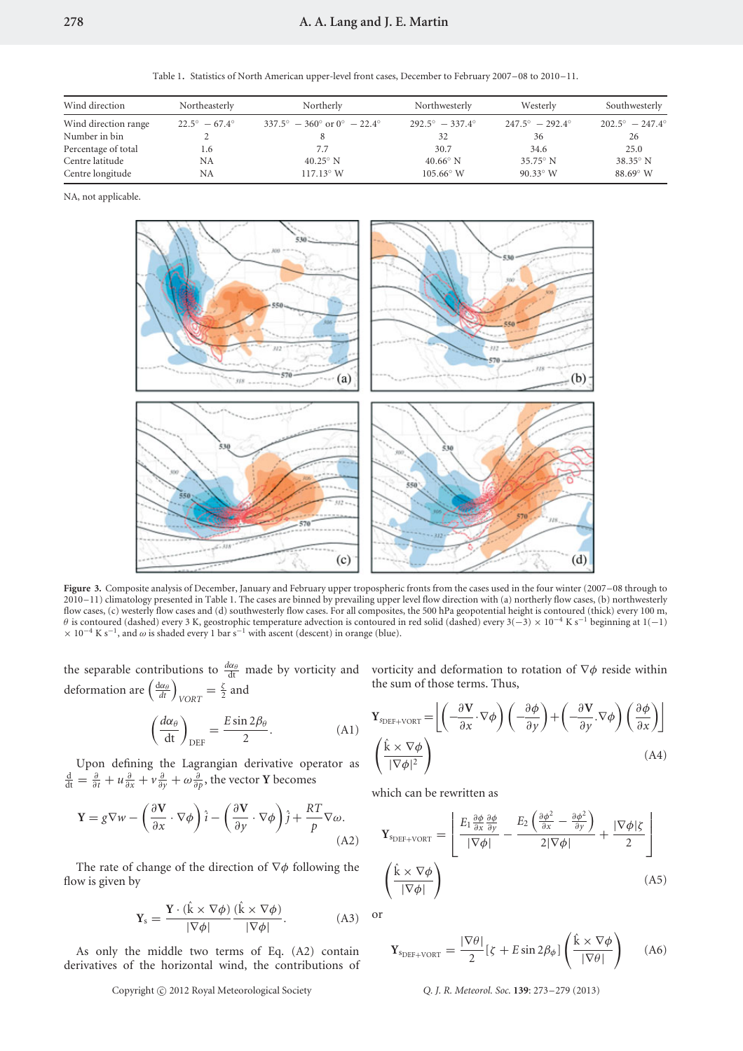Table 1. Statistics of North American upper-level front cases, December to February 2007–08 to 2010–11.

| Wind direction | Northeasterly | Northerly | Northwesterly | Westerly | Southwesterly |
|---|---|---|---|---|---|
| Wind direction range | 22.5° – 67.4° | 337.5° – 360° or 0° – 22.4° | 292.5° – 337.4° | 247.5° – 292.4° | 202.5° – 247.4° |
| Number in bin | 2 | 8 | 32 | 36 | 26 |
| Percentage of total | 1.6 | 7.7 | 30.7 | 34.6 | 25.0 |
| Centre latitude | NA | 40.25° N | 40.66° N | 35.75° N | 38.35° N |
| Centre longitude | NA | 117.13° W | 105.66° W | 90.33° W | 88.69° W |

NA, not applicable.

**Figure 3.** Composite analysis of December, January and February upper tropospheric fronts from the cases used in the four winter (2007–08 through to 2010–11) climatology presented in Table 1. The cases are binned by prevailing upper level flow direction with (a) northerly flow cases, (b) northwesterly flow cases, (c) westerly flow cases and (d) southwesterly flow cases. For all composites, the 500 hPa geopotential height is contoured (thick) every 100 m, $\theta$ is contoured (dashed) every 3 K, geostrophic temperature advection is contoured in red solid (dashed) every $3(-3) \times 10^{-4}$ K s$^{-1}$ beginning at $1(-1) \times 10^{-4}$ K s$^{-1}$, and $\omega$ is shaded every 1 bar s$^{-1}$ with ascent (descent) in orange (blue).

the separable contributions to $\frac{d\alpha_\theta}{dt}$ made by vorticity and deformation are $\left(\frac{d\alpha_\theta}{dt}\right)_{VORT} = \frac{\zeta}{2}$ and

$$\left(\frac{d\alpha_\theta}{dt}\right)_{DEF} = \frac{E \sin 2\beta_\theta}{2}. \tag{A1}$$

Upon defining the Lagrangian derivative operator as $\frac{d}{dt} = \frac{\partial}{\partial t} + u\frac{\partial}{\partial x} + v\frac{\partial}{\partial y} + \omega\frac{\partial}{\partial p}$, the vector **Y** becomes

$$\mathbf{Y} = g\nabla w - \left(\frac{\partial \mathbf{V}}{\partial x} \cdot \nabla\phi\right)\hat{i} - \left(\frac{\partial \mathbf{V}}{\partial y} \cdot \nabla\phi\right)\hat{j} + \frac{RT}{p}\nabla\omega. \tag{A2}$$

The rate of change of the direction of $\nabla\phi$ following the flow is given by

$$\mathbf{Y}_s = \frac{\mathbf{Y} \cdot (\hat{k} \times \nabla\phi)}{|\nabla\phi|} \frac{(\hat{k} \times \nabla\phi)}{|\nabla\phi|}. \tag{A3}$$

As only the middle two terms of Eq. (A2) contain derivatives of the horizontal wind, the contributions of vorticity and deformation to rotation of $\nabla\phi$ reside within the sum of those terms. Thus,

$$\mathbf{Y}_{s_{DEF+VORT}} = \left[\left(-\frac{\partial \mathbf{V}}{\partial x} \cdot \nabla\phi\right)\left(-\frac{\partial \phi}{\partial y}\right) + \left(-\frac{\partial \mathbf{V}}{\partial y} \cdot \nabla\phi\right)\left(\frac{\partial \phi}{\partial x}\right)\right] \left(\frac{\hat{k} \times \nabla\phi}{|\nabla\phi|^2}\right) \tag{A4}$$

which can be rewritten as

$$\mathbf{Y}_{s_{DEF+VORT}} = \left[\frac{E_1 \frac{\partial \phi}{\partial x}\frac{\partial \phi}{\partial y}}{|\nabla\phi|} - \frac{E_2\left(\frac{\partial \phi^2}{\partial x} - \frac{\partial \phi^2}{\partial y}\right)}{2|\nabla\phi|} + \frac{|\nabla\phi|\zeta}{2}\right] \left(\frac{\hat{k} \times \nabla\phi}{|\nabla\phi|}\right) \tag{A5}$$

or

$$\mathbf{Y}_{s_{DEF+VORT}} = \frac{|\nabla\theta|}{2}[\zeta + E \sin 2\beta_\phi] \left(\frac{\hat{k} \times \nabla\phi}{|\nabla\theta|}\right) \tag{A6}$$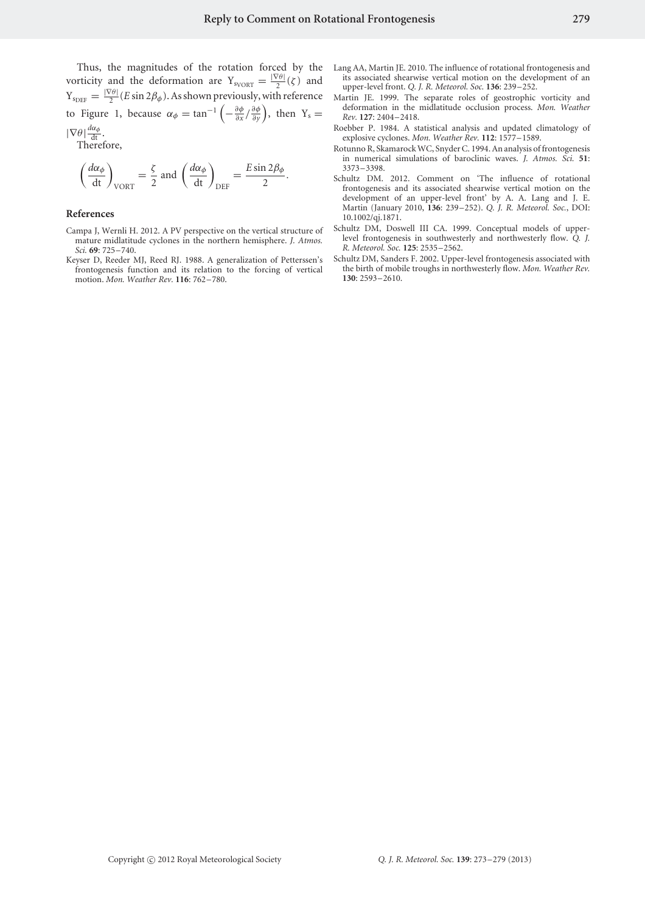Thus, the magnitudes of the rotation forced by the vorticity and the deformation are $Y_{s_{VORT}} = \frac{|\nabla\theta|}{2}(\zeta)$ and $Y_{s_{DEF}} = \frac{|\nabla\theta|}{2}(E\sin 2\beta_\phi)$. As shown previously, with reference to Figure 1, because $\alpha_\phi = \tan^{-1}\left(-\frac{\partial\phi}{\partial x}/\frac{\partial\phi}{\partial y}\right)$, then $Y_s = |\nabla\theta|\frac{d\alpha_\phi}{dt}$.

Therefore,

$$\left(\frac{d\alpha_\phi}{dt}\right)_{VORT} = \frac{\zeta}{2} \text{ and } \left(\frac{d\alpha_\phi}{dt}\right)_{DEF} = \frac{E\sin 2\beta_\phi}{2}.$$

## References

Campa J, Wernli H. 2012. A PV perspective on the vertical structure of mature midlatitude cyclones in the northern hemisphere. *J. Atmos. Sci.* **69**: 725–740.

Keyser D, Reeder MJ, Reed RJ. 1988. A generalization of Petterssen's frontogenesis function and its relation to the forcing of vertical motion. *Mon. Weather Rev.* **116**: 762–780.

Lang AA, Martin JE. 2010. The influence of rotational frontogenesis and its associated shearwise vertical motion on the development of an upper-level front. *Q. J. R. Meteorol. Soc.* **136**: 239–252.

Martin JE. 1999. The separate roles of geostrophic vorticity and deformation in the midlatitude occlusion process. *Mon. Weather Rev.* **127**: 2404–2418.

Roebber P. 1984. A statistical analysis and updated climatology of explosive cyclones. *Mon. Weather Rev.* **112**: 1577–1589.

Rotunno R, Skamarock WC, Snyder C. 1994. An analysis of frontogenesis in numerical simulations of baroclinic waves. *J. Atmos. Sci.* **51**: 3373–3398.

Schultz DM. 2012. Comment on 'The influence of rotational frontogenesis and its associated shearwise vertical motion on the development of an upper-level front' by A. A. Lang and J. E. Martin (January 2010, **136**: 239–252). *Q. J. R. Meteorol. Soc.*, DOI: 10.1002/qj.1871.

Schultz DM, Doswell III CA. 1999. Conceptual models of upper-level frontogenesis in southwesterly and northwesterly flow. *Q. J. R. Meteorol. Soc.* **125**: 2535–2562.

Schultz DM, Sanders F. 2002. Upper-level frontogenesis associated with the birth of mobile troughs in northwesterly flow. *Mon. Weather Rev.* **130**: 2593–2610.